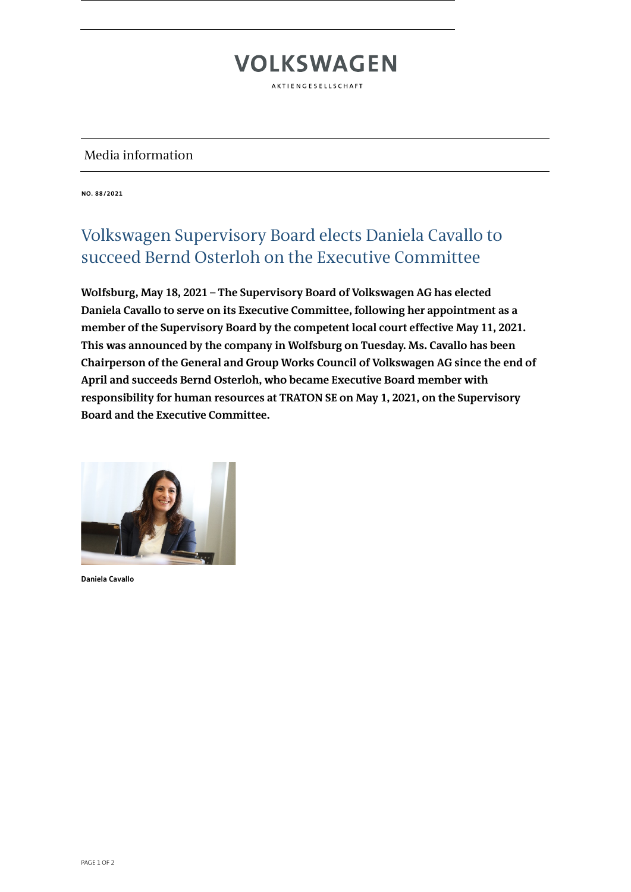VOLKSWAGEN

AKTIENGESELLSCHAFT

Media information

**NO. 88/2021**

# Volkswagen Supervisory Board elects Daniela Cavallo to succeed Bernd Osterloh on the Executive Committee

**Wolfsburg, May 18, 2021 – The Supervisory Board of Volkswagen AG has elected Daniela Cavallo to serve on its Executive Committee, following her appointment as a member of the Supervisory Board by the competent local court effective May 11, 2021. This was announced by the company in Wolfsburg on Tuesday. Ms. Cavallo has been Chairperson of the General and Group Works Council of Volkswagen AG since the end of April and succeeds Bernd Osterloh, who became Executive Board member with responsibility for human resources at TRATON SE on May 1, 2021, on the Supervisory Board and the Executive Committee.**

**Daniela Cavallo**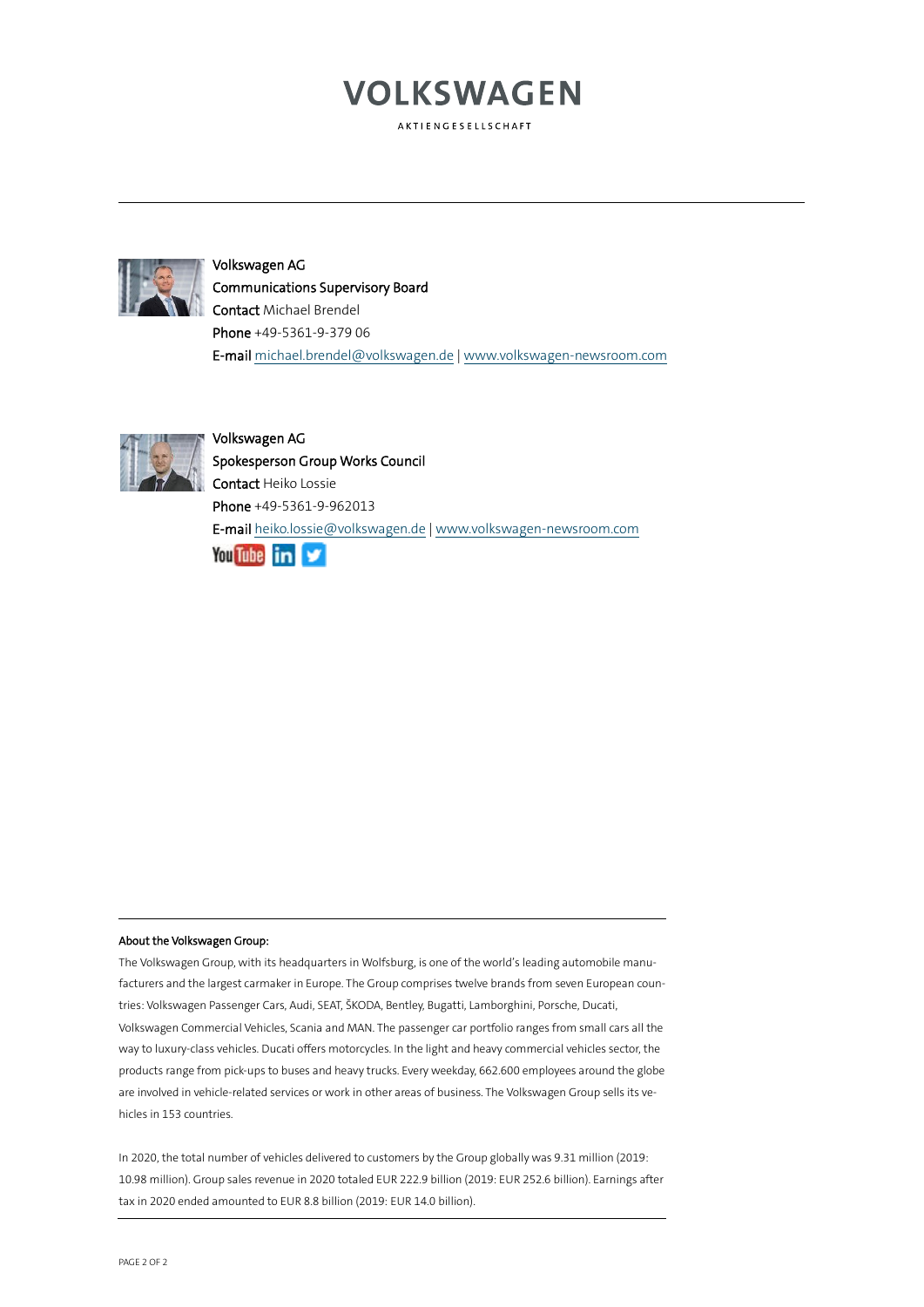VOLKSWAGEN

AKTIENGESELLSCHAFT

**Volkswagen AG**
**Communications Supervisory Board**
**Contact** Michael Brendel
**Phone** +49-5361-9-379 06
**E-mail** michael.brendel@volkswagen.de | www.volkswagen-newsroom.com

**Volkswagen AG**
**Spokesperson Group Works Council**
**Contact** Heiko Lossie
**Phone** +49-5361-9-962013
**E-mail** heiko.lossie@volkswagen.de | www.volkswagen-newsroom.com

**About the Volkswagen Group:**

The Volkswagen Group, with its headquarters in Wolfsburg, is one of the world's leading automobile manufacturers and the largest carmaker in Europe. The Group comprises twelve brands from seven European countries: Volkswagen Passenger Cars, Audi, SEAT, ŠKODA, Bentley, Bugatti, Lamborghini, Porsche, Ducati, Volkswagen Commercial Vehicles, Scania and MAN. The passenger car portfolio ranges from small cars all the way to luxury-class vehicles. Ducati offers motorcycles. In the light and heavy commercial vehicles sector, the products range from pick-ups to buses and heavy trucks. Every weekday, 662.600 employees around the globe are involved in vehicle-related services or work in other areas of business. The Volkswagen Group sells its vehicles in 153 countries.

In 2020, the total number of vehicles delivered to customers by the Group globally was 9.31 million (2019: 10.98 million). Group sales revenue in 2020 totaled EUR 222.9 billion (2019: EUR 252.6 billion). Earnings after tax in 2020 ended amounted to EUR 8.8 billion (2019: EUR 14.0 billion).